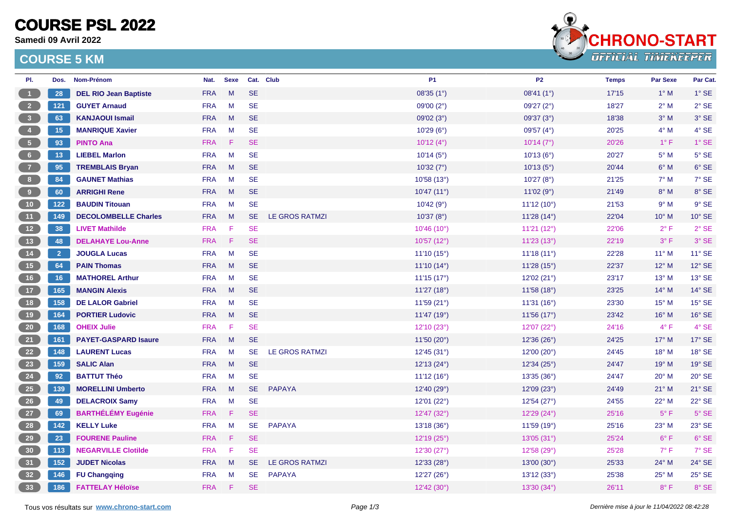# COURSE PSL 2022

**Samedi 09 Avril 2022**

## COURSE 5 KM

| Pl. | Dos. | Nom-Prénom | Nat. | Sexe | Cat. | Club | P1 | P2 | Temps | Par Sexe | Par Cat. |
|---|---|---|---|---|---|---|---|---|---|---|---|
| 1 | 28 | **DEL RIO Jean Baptiste** | FRA | M | SE | | 08'35 (1°) | 08'41 (1°) | 17'15 | 1° M | 1° SE |
| 2 | 121 | **GUYET Arnaud** | FRA | M | SE | | 09'00 (2°) | 09'27 (2°) | 18'27 | 2° M | 2° SE |
| 3 | 63 | **KANJAOUI Ismail** | FRA | M | SE | | 09'02 (3°) | 09'37 (3°) | 18'38 | 3° M | 3° SE |
| 4 | 15 | **MANRIQUE Xavier** | FRA | M | SE | | 10'29 (6°) | 09'57 (4°) | 20'25 | 4° M | 4° SE |
| 5 | 93 | **PINTO Ana** | FRA | F | SE | | 10'12 (4°) | 10'14 (7°) | 20'26 | 1° F | 1° SE |
| 6 | 13 | **LIEBEL Marlon** | FRA | M | SE | | 10'14 (5°) | 10'13 (6°) | 20'27 | 5° M | 5° SE |
| 7 | 95 | **TREMBLAIS Bryan** | FRA | M | SE | | 10'32 (7°) | 10'13 (5°) | 20'44 | 6° M | 6° SE |
| 8 | 84 | **GAUNET Mathias** | FRA | M | SE | | 10'58 (13°) | 10'27 (8°) | 21'25 | 7° M | 7° SE |
| 9 | 60 | **ARRIGHI Rene** | FRA | M | SE | | 10'47 (11°) | 11'02 (9°) | 21'49 | 8° M | 8° SE |
| 10 | 122 | **BAUDIN Titouan** | FRA | M | SE | | 10'42 (9°) | 11'12 (10°) | 21'53 | 9° M | 9° SE |
| 11 | 149 | **DECOLOMBELLE Charles** | FRA | M | SE | LE GROS RATMZI | 10'37 (8°) | 11'28 (14°) | 22'04 | 10° M | 10° SE |
| 12 | 38 | **LIVET Mathilde** | FRA | F | SE | | 10'46 (10°) | 11'21 (12°) | 22'06 | 2° F | 2° SE |
| 13 | 48 | **DELAHAYE Lou-Anne** | FRA | F | SE | | 10'57 (12°) | 11'23 (13°) | 22'19 | 3° F | 3° SE |
| 14 | 2 | **JOUGLA Lucas** | FRA | M | SE | | 11'10 (15°) | 11'18 (11°) | 22'28 | 11° M | 11° SE |
| 15 | 64 | **PAIN Thomas** | FRA | M | SE | | 11'10 (14°) | 11'28 (15°) | 22'37 | 12° M | 12° SE |
| 16 | 16 | **MATHOREL Arthur** | FRA | M | SE | | 11'15 (17°) | 12'02 (21°) | 23'17 | 13° M | 13° SE |
| 17 | 165 | **MANGIN Alexis** | FRA | M | SE | | 11'27 (18°) | 11'58 (18°) | 23'25 | 14° M | 14° SE |
| 18 | 158 | **DE LALOR Gabriel** | FRA | M | SE | | 11'59 (21°) | 11'31 (16°) | 23'30 | 15° M | 15° SE |
| 19 | 164 | **PORTIER Ludovic** | FRA | M | SE | | 11'47 (19°) | 11'56 (17°) | 23'42 | 16° M | 16° SE |
| 20 | 168 | **OHEIX Julie** | FRA | F | SE | | 12'10 (23°) | 12'07 (22°) | 24'16 | 4° F | 4° SE |
| 21 | 161 | **PAYET-GASPARD Isaure** | FRA | M | SE | | 11'50 (20°) | 12'36 (26°) | 24'25 | 17° M | 17° SE |
| 22 | 148 | **LAURENT Lucas** | FRA | M | SE | LE GROS RATMZI | 12'45 (31°) | 12'00 (20°) | 24'45 | 18° M | 18° SE |
| 23 | 159 | **SALIC Alan** | FRA | M | SE | | 12'13 (24°) | 12'34 (25°) | 24'47 | 19° M | 19° SE |
| 24 | 92 | **BATTUT Théo** | FRA | M | SE | | 11'12 (16°) | 13'35 (36°) | 24'47 | 20° M | 20° SE |
| 25 | 139 | **MORELLINI Umberto** | FRA | M | SE | PAPAYA | 12'40 (29°) | 12'09 (23°) | 24'49 | 21° M | 21° SE |
| 26 | 49 | **DELACROIX Samy** | FRA | M | SE | | 12'01 (22°) | 12'54 (27°) | 24'55 | 22° M | 22° SE |
| 27 | 69 | **BARTHÉLÉMY Eugénie** | FRA | F | SE | | 12'47 (32°) | 12'29 (24°) | 25'16 | 5° F | 5° SE |
| 28 | 142 | **KELLY Luke** | FRA | M | SE | PAPAYA | 13'18 (36°) | 11'59 (19°) | 25'16 | 23° M | 23° SE |
| 29 | 23 | **FOURENE Pauline** | FRA | F | SE | | 12'19 (25°) | 13'05 (31°) | 25'24 | 6° F | 6° SE |
| 30 | 113 | **NEGARVILLE Clotilde** | FRA | F | SE | | 12'30 (27°) | 12'58 (29°) | 25'28 | 7° F | 7° SE |
| 31 | 152 | **JUDET Nicolas** | FRA | M | SE | LE GROS RATMZI | 12'33 (28°) | 13'00 (30°) | 25'33 | 24° M | 24° SE |
| 32 | 146 | **FU Changqing** | FRA | M | SE | PAPAYA | 12'27 (26°) | 13'12 (33°) | 25'38 | 25° M | 25° SE |
| 33 | 186 | **FATTELAY Héloïse** | FRA | F | SE | | 12'42 (30°) | 13'30 (34°) | 26'11 | 8° F | 8° SE |

Tous vos résultats sur **www.chrono-start.com**

*Dernière mise à jour le 11/04/2022 08:42:28*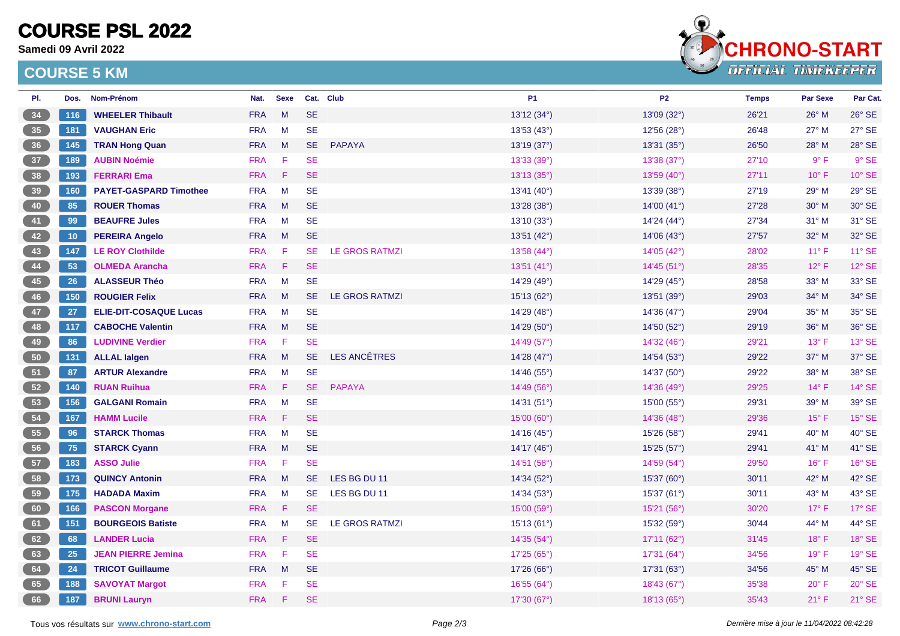# COURSE PSL 2022

**Samedi 09 Avril 2022**

## COURSE 5 KM

| Pl. | Dos. | Nom-Prénom | Nat. | Sexe | Cat. | Club | P1 | P2 | Temps | Par Sexe | Par Cat. |
|---|---|---|---|---|---|---|---|---|---|---|---|
| 34 | 116 | **WHEELER Thibault** | FRA | M | SE | | 13'12 (34°) | 13'09 (32°) | 26'21 | 26° M | 26° SE |
| 35 | 181 | **VAUGHAN Eric** | FRA | M | SE | | 13'53 (43°) | 12'56 (28°) | 26'48 | 27° M | 27° SE |
| 36 | 145 | **TRAN Hong Quan** | FRA | M | SE | PAPAYA | 13'19 (37°) | 13'31 (35°) | 26'50 | 28° M | 28° SE |
| 37 | 189 | **AUBIN Noémie** | FRA | F | SE | | 13'33 (39°) | 13'38 (37°) | 27'10 | 9° F | 9° SE |
| 38 | 193 | **FERRARI Ema** | FRA | F | SE | | 13'13 (35°) | 13'59 (40°) | 27'11 | 10° F | 10° SE |
| 39 | 160 | **PAYET-GASPARD Timothee** | FRA | M | SE | | 13'41 (40°) | 13'39 (38°) | 27'19 | 29° M | 29° SE |
| 40 | 85 | **ROUER Thomas** | FRA | M | SE | | 13'28 (38°) | 14'00 (41°) | 27'28 | 30° M | 30° SE |
| 41 | 99 | **BEAUFRE Jules** | FRA | M | SE | | 13'10 (33°) | 14'24 (44°) | 27'34 | 31° M | 31° SE |
| 42 | 10 | **PEREIRA Angelo** | FRA | M | SE | | 13'51 (42°) | 14'06 (43°) | 27'57 | 32° M | 32° SE |
| 43 | 147 | **LE ROY Clothilde** | FRA | F | SE | LE GROS RATMZI | 13'58 (44°) | 14'05 (42°) | 28'02 | 11° F | 11° SE |
| 44 | 53 | **OLMEDA Arancha** | FRA | F | SE | | 13'51 (41°) | 14'45 (51°) | 28'35 | 12° F | 12° SE |
| 45 | 26 | **ALASSEUR Théo** | FRA | M | SE | | 14'29 (49°) | 14'29 (45°) | 28'58 | 33° M | 33° SE |
| 46 | 150 | **ROUGIER Felix** | FRA | M | SE | LE GROS RATMZI | 15'13 (62°) | 13'51 (39°) | 29'03 | 34° M | 34° SE |
| 47 | 27 | **ELIE-DIT-COSAQUE Lucas** | FRA | M | SE | | 14'29 (48°) | 14'36 (47°) | 29'04 | 35° M | 35° SE |
| 48 | 117 | **CABOCHE Valentin** | FRA | M | SE | | 14'29 (50°) | 14'50 (52°) | 29'19 | 36° M | 36° SE |
| 49 | 86 | **LUDIVINE Verdier** | FRA | F | SE | | 14'49 (57°) | 14'32 (46°) | 29'21 | 13° F | 13° SE |
| 50 | 131 | **ALLAL Ialgen** | FRA | M | SE | LES ANCÊTRES | 14'28 (47°) | 14'54 (53°) | 29'22 | 37° M | 37° SE |
| 51 | 87 | **ARTUR Alexandre** | FRA | M | SE | | 14'46 (55°) | 14'37 (50°) | 29'22 | 38° M | 38° SE |
| 52 | 140 | **RUAN Ruihua** | FRA | F | SE | PAPAYA | 14'49 (56°) | 14'36 (49°) | 29'25 | 14° F | 14° SE |
| 53 | 156 | **GALGANI Romain** | FRA | M | SE | | 14'31 (51°) | 15'00 (55°) | 29'31 | 39° M | 39° SE |
| 54 | 167 | **HAMM Lucile** | FRA | F | SE | | 15'00 (60°) | 14'36 (48°) | 29'36 | 15° F | 15° SE |
| 55 | 96 | **STARCK Thomas** | FRA | M | SE | | 14'16 (45°) | 15'26 (58°) | 29'41 | 40° M | 40° SE |
| 56 | 75 | **STARCK Cyann** | FRA | M | SE | | 14'17 (46°) | 15'25 (57°) | 29'41 | 41° M | 41° SE |
| 57 | 183 | **ASSO Julie** | FRA | F | SE | | 14'51 (58°) | 14'59 (54°) | 29'50 | 16° F | 16° SE |
| 58 | 173 | **QUINCY Antonin** | FRA | M | SE | LES BG DU 11 | 14'34 (52°) | 15'37 (60°) | 30'11 | 42° M | 42° SE |
| 59 | 175 | **HADADA Maxim** | FRA | M | SE | LES BG DU 11 | 14'34 (53°) | 15'37 (61°) | 30'11 | 43° M | 43° SE |
| 60 | 166 | **PASCON Morgane** | FRA | F | SE | | 15'00 (59°) | 15'21 (56°) | 30'20 | 17° F | 17° SE |
| 61 | 151 | **BOURGEOIS Batiste** | FRA | M | SE | LE GROS RATMZI | 15'13 (61°) | 15'32 (59°) | 30'44 | 44° M | 44° SE |
| 62 | 68 | **LANDER Lucia** | FRA | F | SE | | 14'35 (54°) | 17'11 (62°) | 31'45 | 18° F | 18° SE |
| 63 | 25 | **JEAN PIERRE Jemina** | FRA | F | SE | | 17'25 (65°) | 17'31 (64°) | 34'56 | 19° F | 19° SE |
| 64 | 24 | **TRICOT Guillaume** | FRA | M | SE | | 17'26 (66°) | 17'31 (63°) | 34'56 | 45° M | 45° SE |
| 65 | 188 | **SAVOYAT Margot** | FRA | F | SE | | 16'55 (64°) | 18'43 (67°) | 35'38 | 20° F | 20° SE |
| 66 | 187 | **BRUNI Lauryn** | FRA | F | SE | | 17'30 (67°) | 18'13 (65°) | 35'43 | 21° F | 21° SE |

Tous vos résultats sur **www.chrono-start.com**

*Dernière mise à jour le 11/04/2022 08:42:28*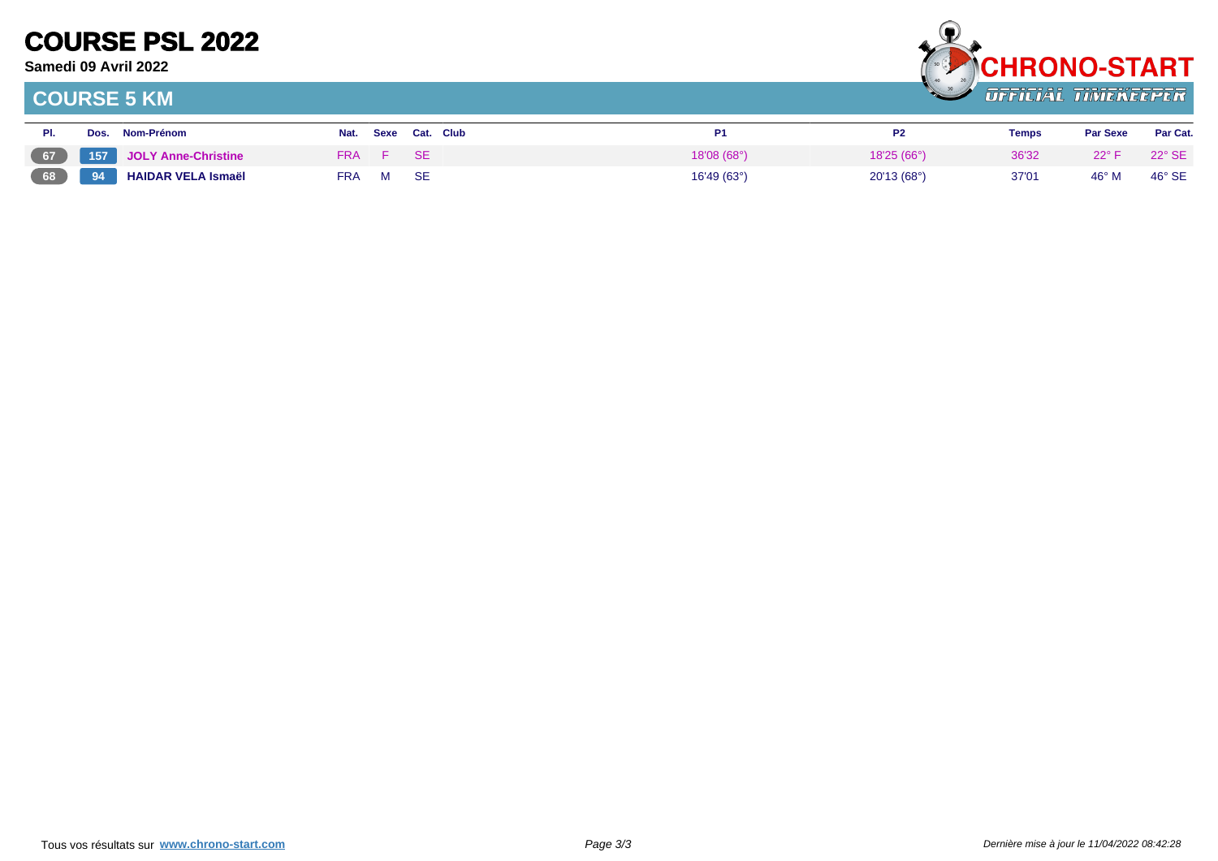# COURSE PSL 2022

**Samedi 09 Avril 2022**

## COURSE 5 KM

| Pl. | Dos. | Nom-Prénom | Nat. | Sexe | Cat. | Club | P1 | P2 | Temps | Par Sexe | Par Cat. |
|---|---|---|---|---|---|---|---|---|---|---|---|
| 67 | 157 | **JOLY Anne-Christine** | FRA | F | SE | | 18'08 (68°) | 18'25 (66°) | 36'32 | 22° F | 22° SE |
| 68 | 94 | **HAIDAR VELA Ismaël** | FRA | M | SE | | 16'49 (63°) | 20'13 (68°) | 37'01 | 46° M | 46° SE |

Tous vos résultats sur www.chrono-start.com

*Dernière mise à jour le 11/04/2022 08:42:28*